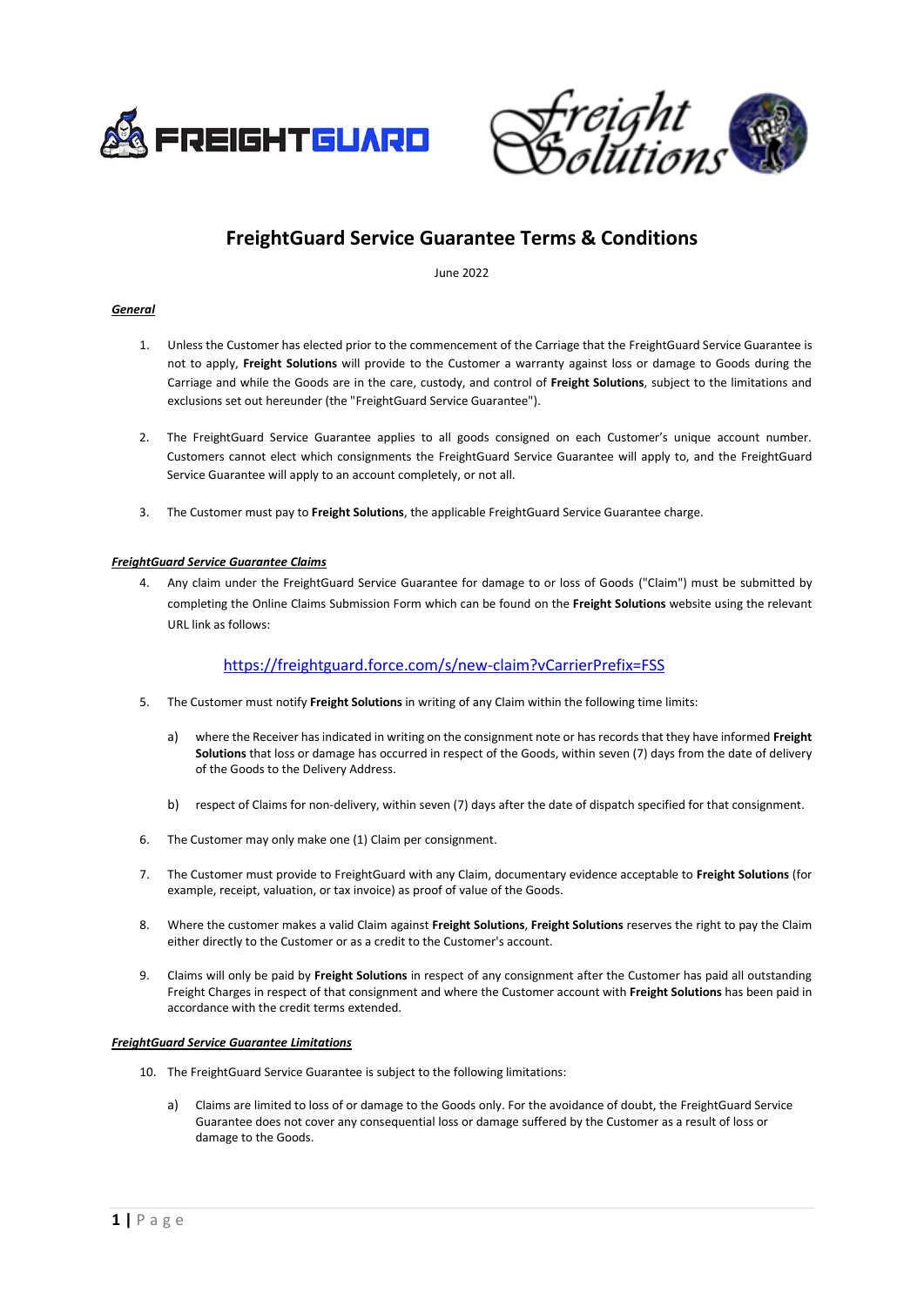# FreightGuard Service Guarantee Terms & Conditions

June 2022

***General***

1. Unless the Customer has elected prior to the commencement of the Carriage that the FreightGuard Service Guarantee is not to apply, **Freight Solutions** will provide to the Customer a warranty against loss or damage to Goods during the Carriage and while the Goods are in the care, custody, and control of **Freight Solutions**, subject to the limitations and exclusions set out hereunder (the "FreightGuard Service Guarantee").

2. The FreightGuard Service Guarantee applies to all goods consigned on each Customer's unique account number. Customers cannot elect which consignments the FreightGuard Service Guarantee will apply to, and the FreightGuard Service Guarantee will apply to an account completely, or not all.

3. The Customer must pay to **Freight Solutions**, the applicable FreightGuard Service Guarantee charge.

***FreightGuard Service Guarantee Claims***

4. Any claim under the FreightGuard Service Guarantee for damage to or loss of Goods ("Claim") must be submitted by completing the Online Claims Submission Form which can be found on the **Freight Solutions** website using the relevant URL link as follows:

   https://freightguard.force.com/s/new-claim?vCarrierPrefix=FSS

5. The Customer must notify **Freight Solutions** in writing of any Claim within the following time limits:

   a) where the Receiver has indicated in writing on the consignment note or has records that they have informed **Freight Solutions** that loss or damage has occurred in respect of the Goods, within seven (7) days from the date of delivery of the Goods to the Delivery Address.

   b) respect of Claims for non-delivery, within seven (7) days after the date of dispatch specified for that consignment.

6. The Customer may only make one (1) Claim per consignment.

7. The Customer must provide to FreightGuard with any Claim, documentary evidence acceptable to **Freight Solutions** (for example, receipt, valuation, or tax invoice) as proof of value of the Goods.

8. Where the customer makes a valid Claim against **Freight Solutions**, **Freight Solutions** reserves the right to pay the Claim either directly to the Customer or as a credit to the Customer's account.

9. Claims will only be paid by **Freight Solutions** in respect of any consignment after the Customer has paid all outstanding Freight Charges in respect of that consignment and where the Customer account with **Freight Solutions** has been paid in accordance with the credit terms extended.

***FreightGuard Service Guarantee Limitations***

10. The FreightGuard Service Guarantee is subject to the following limitations:

    a) Claims are limited to loss of or damage to the Goods only. For the avoidance of doubt, the FreightGuard Service Guarantee does not cover any consequential loss or damage suffered by the Customer as a result of loss or damage to the Goods.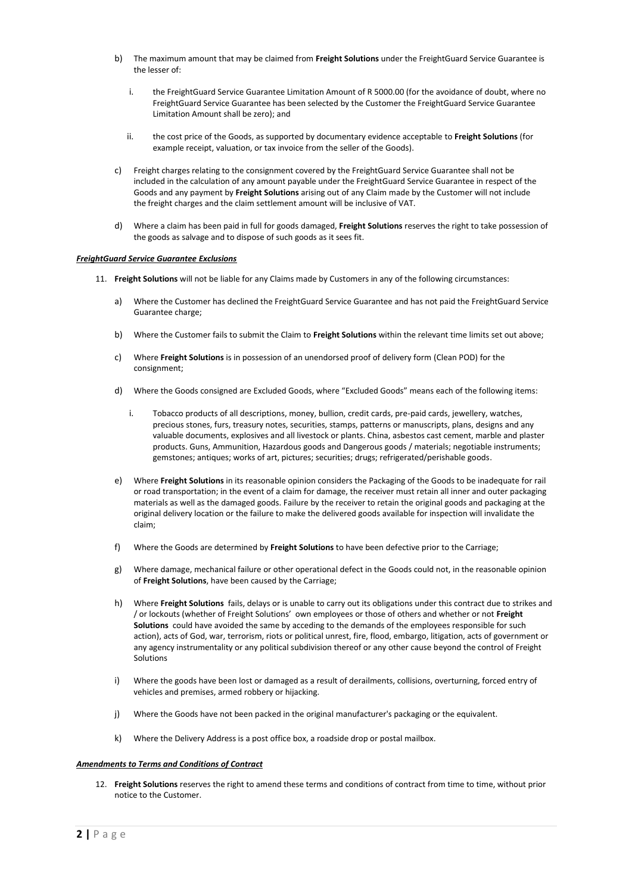b) The maximum amount that may be claimed from **Freight Solutions** under the FreightGuard Service Guarantee is the lesser of:

   i. the FreightGuard Service Guarantee Limitation Amount of R 5000.00 (for the avoidance of doubt, where no FreightGuard Service Guarantee has been selected by the Customer the FreightGuard Service Guarantee Limitation Amount shall be zero); and

   ii. the cost price of the Goods, as supported by documentary evidence acceptable to **Freight Solutions** (for example receipt, valuation, or tax invoice from the seller of the Goods).

c) Freight charges relating to the consignment covered by the FreightGuard Service Guarantee shall not be included in the calculation of any amount payable under the FreightGuard Service Guarantee in respect of the Goods and any payment by **Freight Solutions** arising out of any Claim made by the Customer will not include the freight charges and the claim settlement amount will be inclusive of VAT.

d) Where a claim has been paid in full for goods damaged, **Freight Solutions** reserves the right to take possession of the goods as salvage and to dispose of such goods as it sees fit.

***FreightGuard Service Guarantee Exclusions***

11. **Freight Solutions** will not be liable for any Claims made by Customers in any of the following circumstances:

   a) Where the Customer has declined the FreightGuard Service Guarantee and has not paid the FreightGuard Service Guarantee charge;

   b) Where the Customer fails to submit the Claim to **Freight Solutions** within the relevant time limits set out above;

   c) Where **Freight Solutions** is in possession of an unendorsed proof of delivery form (Clean POD) for the consignment;

   d) Where the Goods consigned are Excluded Goods, where "Excluded Goods" means each of the following items:

      i. Tobacco products of all descriptions, money, bullion, credit cards, pre-paid cards, jewellery, watches, precious stones, furs, treasury notes, securities, stamps, patterns or manuscripts, plans, designs and any valuable documents, explosives and all livestock or plants. China, asbestos cast cement, marble and plaster products. Guns, Ammunition, Hazardous goods and Dangerous goods / materials; negotiable instruments; gemstones; antiques; works of art, pictures; securities; drugs; refrigerated/perishable goods.

   e) Where **Freight Solutions** in its reasonable opinion considers the Packaging of the Goods to be inadequate for rail or road transportation; in the event of a claim for damage, the receiver must retain all inner and outer packaging materials as well as the damaged goods. Failure by the receiver to retain the original goods and packaging at the original delivery location or the failure to make the delivered goods available for inspection will invalidate the claim;

   f) Where the Goods are determined by **Freight Solutions** to have been defective prior to the Carriage;

   g) Where damage, mechanical failure or other operational defect in the Goods could not, in the reasonable opinion of **Freight Solutions**, have been caused by the Carriage;

   h) Where **Freight Solutions** fails, delays or is unable to carry out its obligations under this contract due to strikes and / or lockouts (whether of Freight Solutions' own employees or those of others and whether or not **Freight Solutions** could have avoided the same by acceding to the demands of the employees responsible for such action), acts of God, war, terrorism, riots or political unrest, fire, flood, embargo, litigation, acts of government or any agency instrumentality or any political subdivision thereof or any other cause beyond the control of Freight Solutions

   i) Where the goods have been lost or damaged as a result of derailments, collisions, overturning, forced entry of vehicles and premises, armed robbery or hijacking.

   j) Where the Goods have not been packed in the original manufacturer's packaging or the equivalent.

   k) Where the Delivery Address is a post office box, a roadside drop or postal mailbox.

***Amendments to Terms and Conditions of Contract***

12. **Freight Solutions** reserves the right to amend these terms and conditions of contract from time to time, without prior notice to the Customer.